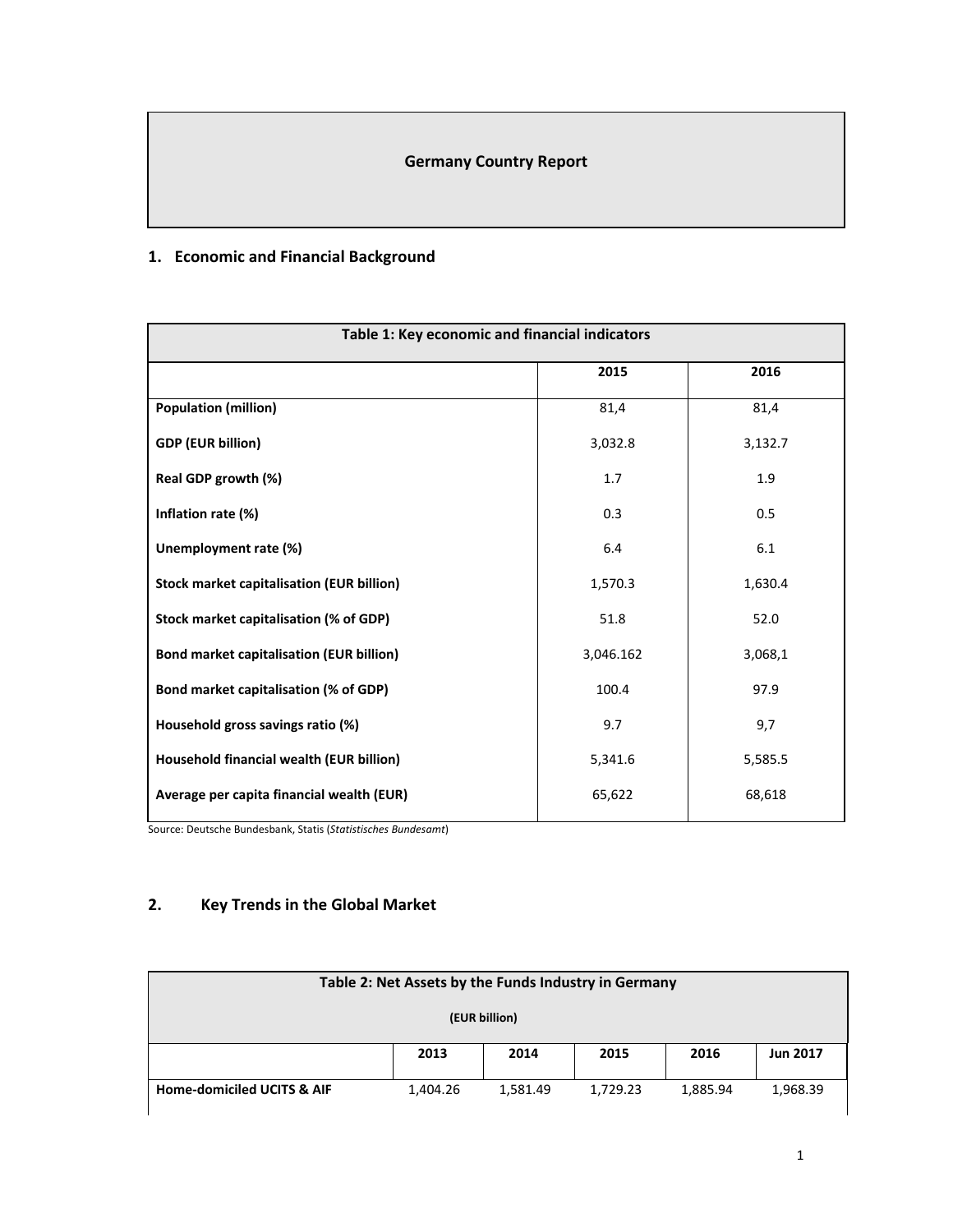# Germany Country Report

## 1. Economic and Financial Background

| Table 1: Key economic and financial indicators | | |
|---|---|---|
| | 2015 | 2016 |
| **Population (million)** | 81,4 | 81,4 |
| **GDP (EUR billion)** | 3,032.8 | 3,132.7 |
| **Real GDP growth (%)** | 1.7 | 1.9 |
| **Inflation rate (%)** | 0.3 | 0.5 |
| **Unemployment rate (%)** | 6.4 | 6.1 |
| **Stock market capitalisation (EUR billion)** | 1,570.3 | 1,630.4 |
| **Stock market capitalisation (% of GDP)** | 51.8 | 52.0 |
| **Bond market capitalisation (EUR billion)** | 3,046.162 | 3,068,1 |
| **Bond market capitalisation (% of GDP)** | 100.4 | 97.9 |
| **Household gross savings ratio (%)** | 9.7 | 9,7 |
| **Household financial wealth (EUR billion)** | 5,341.6 | 5,585.5 |
| **Average per capita financial wealth (EUR)** | 65,622 | 68,618 |

Source: Deutsche Bundesbank, Statis (*Statistisches Bundesamt*)

## 2. Key Trends in the Global Market

| Table 2: Net Assets by the Funds Industry in Germany (EUR billion) | | | | | |
|---|---|---|---|---|---|
| | 2013 | 2014 | 2015 | 2016 | Jun 2017 |
| **Home-domiciled UCITS & AIF** | 1,404.26 | 1,581.49 | 1,729.23 | 1,885.94 | 1,968.39 |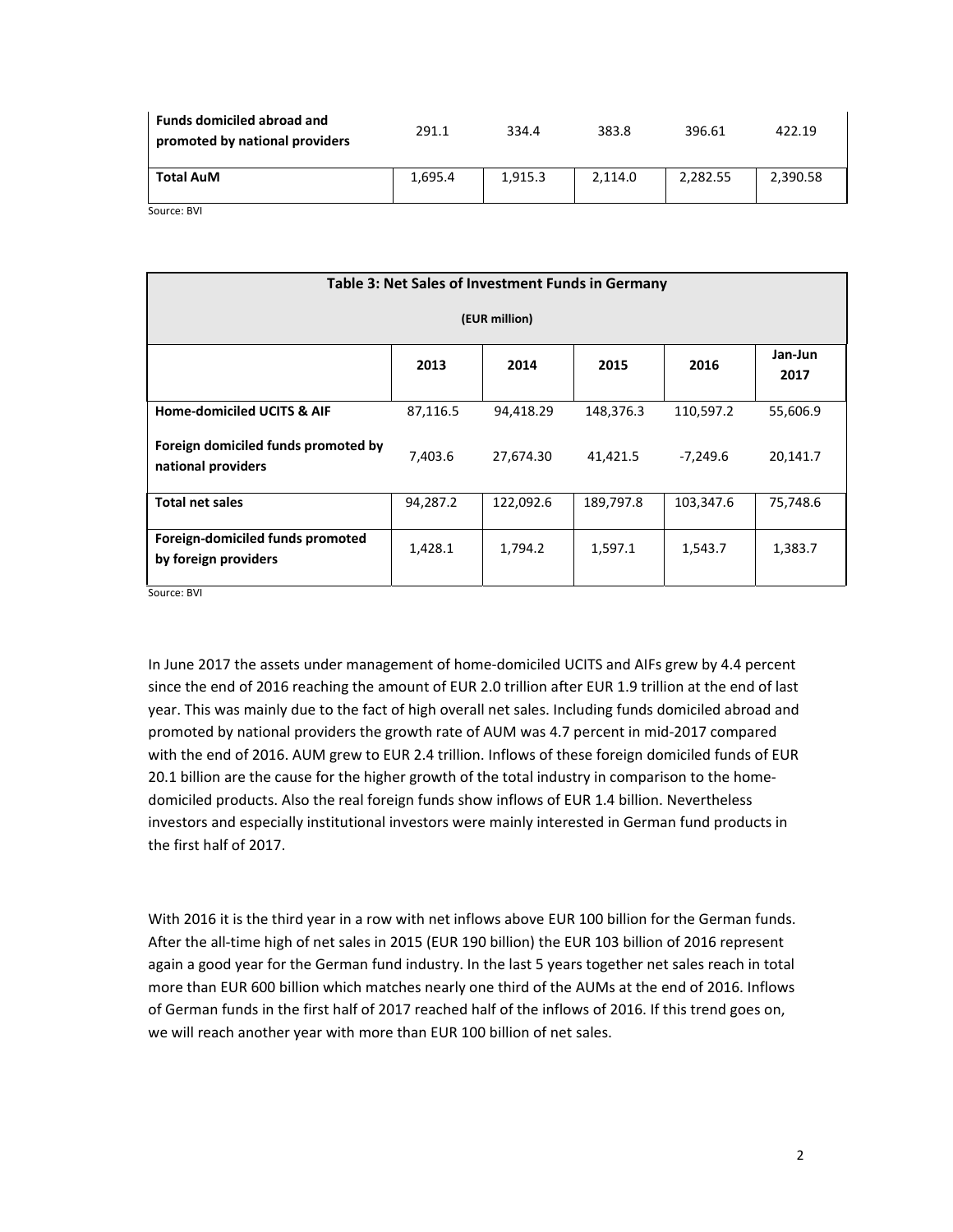| Funds domiciled abroad and promoted by national providers | 291.1 | 334.4 | 383.8 | 396.61 | 422.19 |
|---|---|---|---|---|---|
| **Total AuM** | 1,695.4 | 1,915.3 | 2,114.0 | 2,282.55 | 2,390.58 |

Source: BVI

| **Table 3: Net Sales of Investment Funds in Germany (EUR million)** | | | | | |
|---|---|---|---|---|---|
| | **2013** | **2014** | **2015** | **2016** | **Jan-Jun 2017** |
| **Home-domiciled UCITS & AIF** | 87,116.5 | 94,418.29 | 148,376.3 | 110,597.2 | 55,606.9 |
| **Foreign domiciled funds promoted by national providers** | 7,403.6 | 27,674.30 | 41,421.5 | -7,249.6 | 20,141.7 |
| **Total net sales** | 94,287.2 | 122,092.6 | 189,797.8 | 103,347.6 | 75,748.6 |
| **Foreign-domiciled funds promoted by foreign providers** | 1,428.1 | 1,794.2 | 1,597.1 | 1,543.7 | 1,383.7 |

Source: BVI

In June 2017 the assets under management of home-domiciled UCITS and AIFs grew by 4.4 percent since the end of 2016 reaching the amount of EUR 2.0 trillion after EUR 1.9 trillion at the end of last year. This was mainly due to the fact of high overall net sales. Including funds domiciled abroad and promoted by national providers the growth rate of AUM was 4.7 percent in mid-2017 compared with the end of 2016. AUM grew to EUR 2.4 trillion. Inflows of these foreign domiciled funds of EUR 20.1 billion are the cause for the higher growth of the total industry in comparison to the home-domiciled products. Also the real foreign funds show inflows of EUR 1.4 billion. Nevertheless investors and especially institutional investors were mainly interested in German fund products in the first half of 2017.

With 2016 it is the third year in a row with net inflows above EUR 100 billion for the German funds. After the all-time high of net sales in 2015 (EUR 190 billion) the EUR 103 billion of 2016 represent again a good year for the German fund industry. In the last 5 years together net sales reach in total more than EUR 600 billion which matches nearly one third of the AUMs at the end of 2016. Inflows of German funds in the first half of 2017 reached half of the inflows of 2016. If this trend goes on, we will reach another year with more than EUR 100 billion of net sales.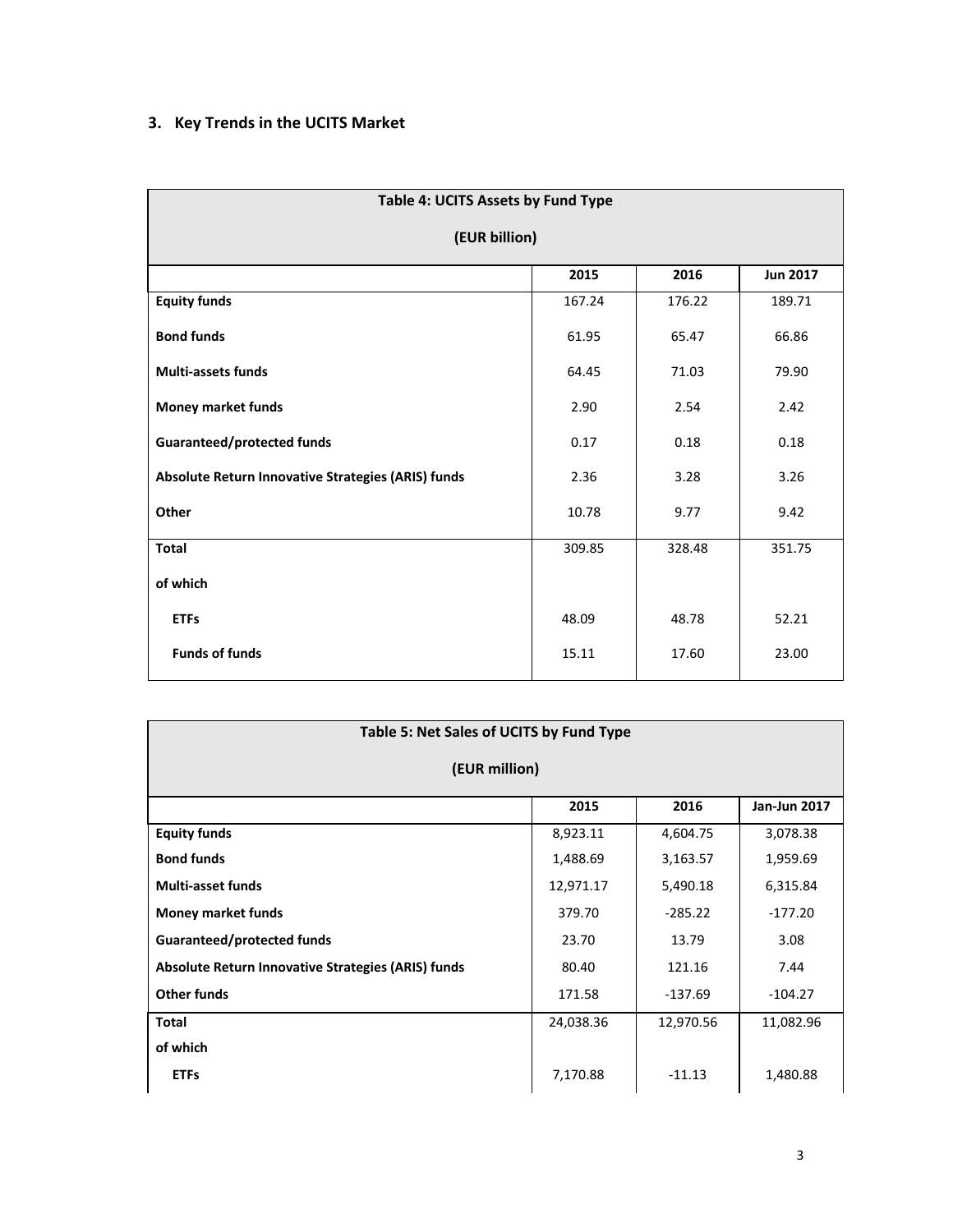## 3. Key Trends in the UCITS Market

| Table 4: UCITS Assets by Fund Type (EUR billion) | | | |
|---|---|---|---|
| | 2015 | 2016 | Jun 2017 |
| **Equity funds** | 167.24 | 176.22 | 189.71 |
| **Bond funds** | 61.95 | 65.47 | 66.86 |
| **Multi-assets funds** | 64.45 | 71.03 | 79.90 |
| **Money market funds** | 2.90 | 2.54 | 2.42 |
| **Guaranteed/protected funds** | 0.17 | 0.18 | 0.18 |
| **Absolute Return Innovative Strategies (ARIS) funds** | 2.36 | 3.28 | 3.26 |
| **Other** | 10.78 | 9.77 | 9.42 |
| **Total** | 309.85 | 328.48 | 351.75 |
| **of which** | | | |
| **ETFs** | 48.09 | 48.78 | 52.21 |
| **Funds of funds** | 15.11 | 17.60 | 23.00 |

| Table 5: Net Sales of UCITS by Fund Type (EUR million) | | | |
|---|---|---|---|
| | 2015 | 2016 | Jan-Jun 2017 |
| **Equity funds** | 8,923.11 | 4,604.75 | 3,078.38 |
| **Bond funds** | 1,488.69 | 3,163.57 | 1,959.69 |
| **Multi-asset funds** | 12,971.17 | 5,490.18 | 6,315.84 |
| **Money market funds** | 379.70 | -285.22 | -177.20 |
| **Guaranteed/protected funds** | 23.70 | 13.79 | 3.08 |
| **Absolute Return Innovative Strategies (ARIS) funds** | 80.40 | 121.16 | 7.44 |
| **Other funds** | 171.58 | -137.69 | -104.27 |
| **Total** | 24,038.36 | 12,970.56 | 11,082.96 |
| **of which** | | | |
| **ETFs** | 7,170.88 | -11.13 | 1,480.88 |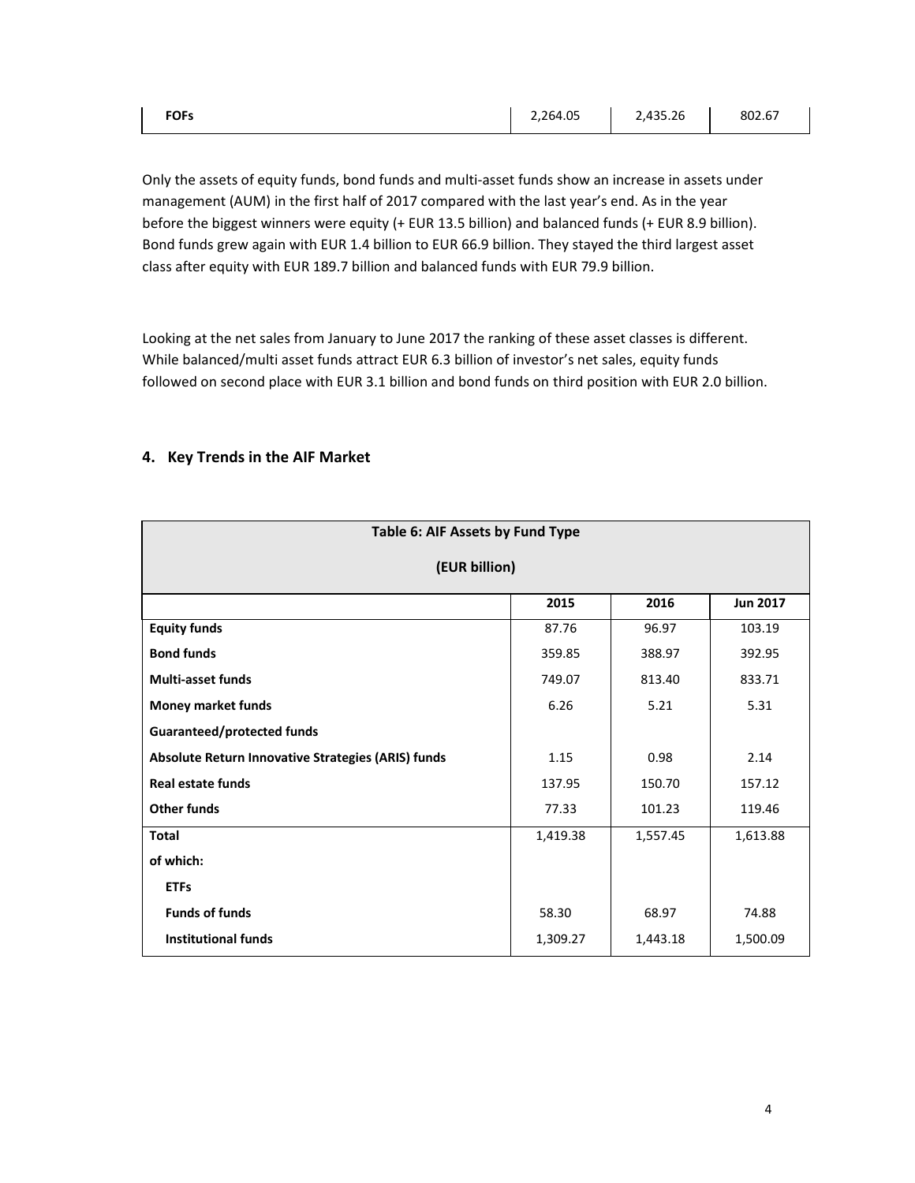| FOFs | 2,264.05 | 2,435.26 | 802.67 |
|---|---|---|---|

Only the assets of equity funds, bond funds and multi-asset funds show an increase in assets under management (AUM) in the first half of 2017 compared with the last year's end. As in the year before the biggest winners were equity (+ EUR 13.5 billion) and balanced funds (+ EUR 8.9 billion). Bond funds grew again with EUR 1.4 billion to EUR 66.9 billion. They stayed the third largest asset class after equity with EUR 189.7 billion and balanced funds with EUR 79.9 billion.

Looking at the net sales from January to June 2017 the ranking of these asset classes is different. While balanced/multi asset funds attract EUR 6.3 billion of investor's net sales, equity funds followed on second place with EUR 3.1 billion and bond funds on third position with EUR 2.0 billion.

## 4. Key Trends in the AIF Market

| Table 6: AIF Assets by Fund Type (EUR billion) | | | |
|---|---|---|---|
| | **2015** | **2016** | **Jun 2017** |
| **Equity funds** | 87.76 | 96.97 | 103.19 |
| **Bond funds** | 359.85 | 388.97 | 392.95 |
| **Multi-asset funds** | 749.07 | 813.40 | 833.71 |
| **Money market funds** | 6.26 | 5.21 | 5.31 |
| **Guaranteed/protected funds** | | | |
| **Absolute Return Innovative Strategies (ARIS) funds** | 1.15 | 0.98 | 2.14 |
| **Real estate funds** | 137.95 | 150.70 | 157.12 |
| **Other funds** | 77.33 | 101.23 | 119.46 |
| **Total** | 1,419.38 | 1,557.45 | 1,613.88 |
| **of which:** | | | |
| **ETFs** | | | |
| **Funds of funds** | 58.30 | 68.97 | 74.88 |
| **Institutional funds** | 1,309.27 | 1,443.18 | 1,500.09 |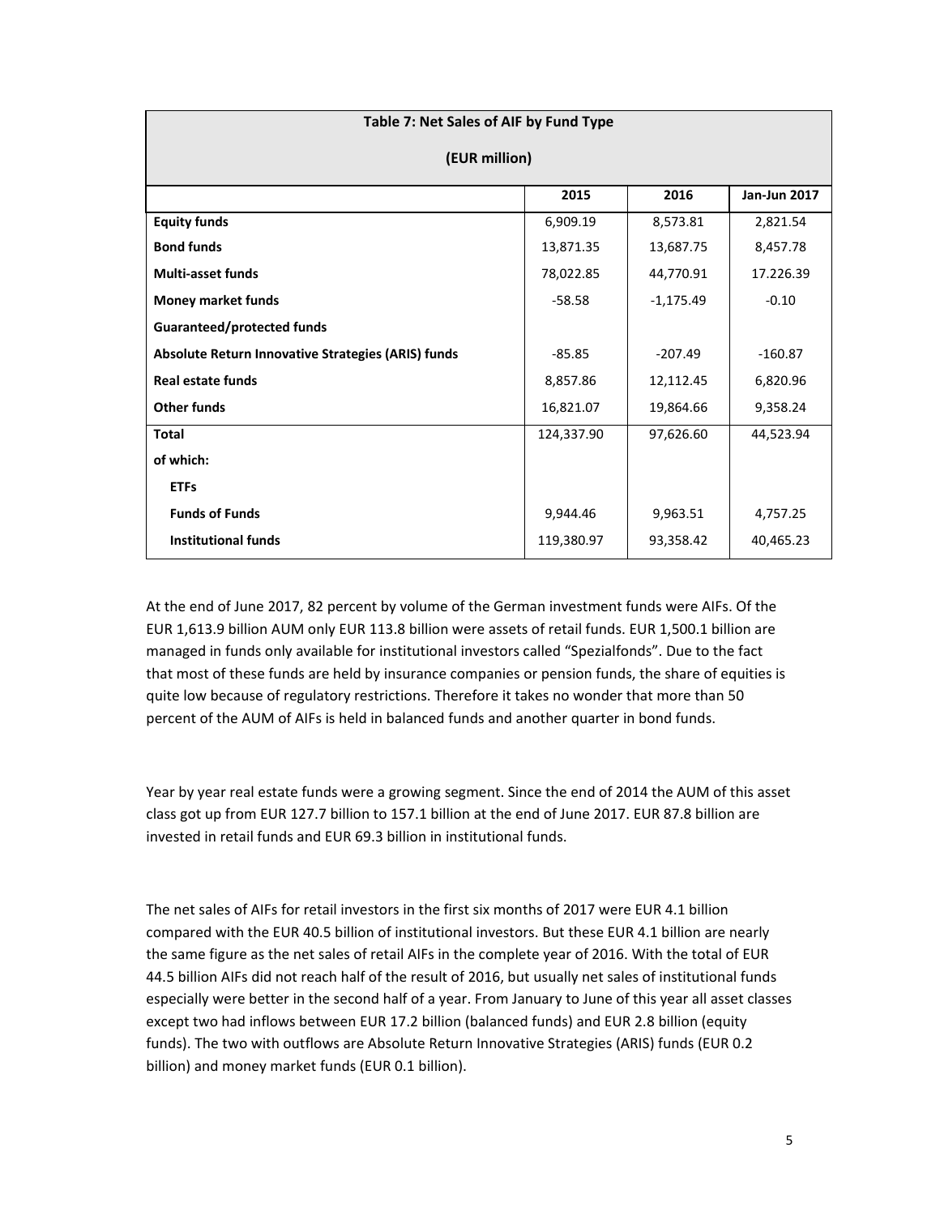| Table 7: Net Sales of AIF by Fund Type (EUR million) | | | |
|---|---|---|---|
| | **2015** | **2016** | **Jan-Jun 2017** |
| **Equity funds** | 6,909.19 | 8,573.81 | 2,821.54 |
| **Bond funds** | 13,871.35 | 13,687.75 | 8,457.78 |
| **Multi-asset funds** | 78,022.85 | 44,770.91 | 17.226.39 |
| **Money market funds** | -58.58 | -1,175.49 | -0.10 |
| **Guaranteed/protected funds** | | | |
| **Absolute Return Innovative Strategies (ARIS) funds** | -85.85 | -207.49 | -160.87 |
| **Real estate funds** | 8,857.86 | 12,112.45 | 6,820.96 |
| **Other funds** | 16,821.07 | 19,864.66 | 9,358.24 |
| **Total** | 124,337.90 | 97,626.60 | 44,523.94 |
| **of which:** | | | |
| **ETFs** | | | |
| **Funds of Funds** | 9,944.46 | 9,963.51 | 4,757.25 |
| **Institutional funds** | 119,380.97 | 93,358.42 | 40,465.23 |

At the end of June 2017, 82 percent by volume of the German investment funds were AIFs. Of the EUR 1,613.9 billion AUM only EUR 113.8 billion were assets of retail funds. EUR 1,500.1 billion are managed in funds only available for institutional investors called "Spezialfonds". Due to the fact that most of these funds are held by insurance companies or pension funds, the share of equities is quite low because of regulatory restrictions. Therefore it takes no wonder that more than 50 percent of the AUM of AIFs is held in balanced funds and another quarter in bond funds.

Year by year real estate funds were a growing segment. Since the end of 2014 the AUM of this asset class got up from EUR 127.7 billion to 157.1 billion at the end of June 2017. EUR 87.8 billion are invested in retail funds and EUR 69.3 billion in institutional funds.

The net sales of AIFs for retail investors in the first six months of 2017 were EUR 4.1 billion compared with the EUR 40.5 billion of institutional investors. But these EUR 4.1 billion are nearly the same figure as the net sales of retail AIFs in the complete year of 2016. With the total of EUR 44.5 billion AIFs did not reach half of the result of 2016, but usually net sales of institutional funds especially were better in the second half of a year. From January to June of this year all asset classes except two had inflows between EUR 17.2 billion (balanced funds) and EUR 2.8 billion (equity funds). The two with outflows are Absolute Return Innovative Strategies (ARIS) funds (EUR 0.2 billion) and money market funds (EUR 0.1 billion).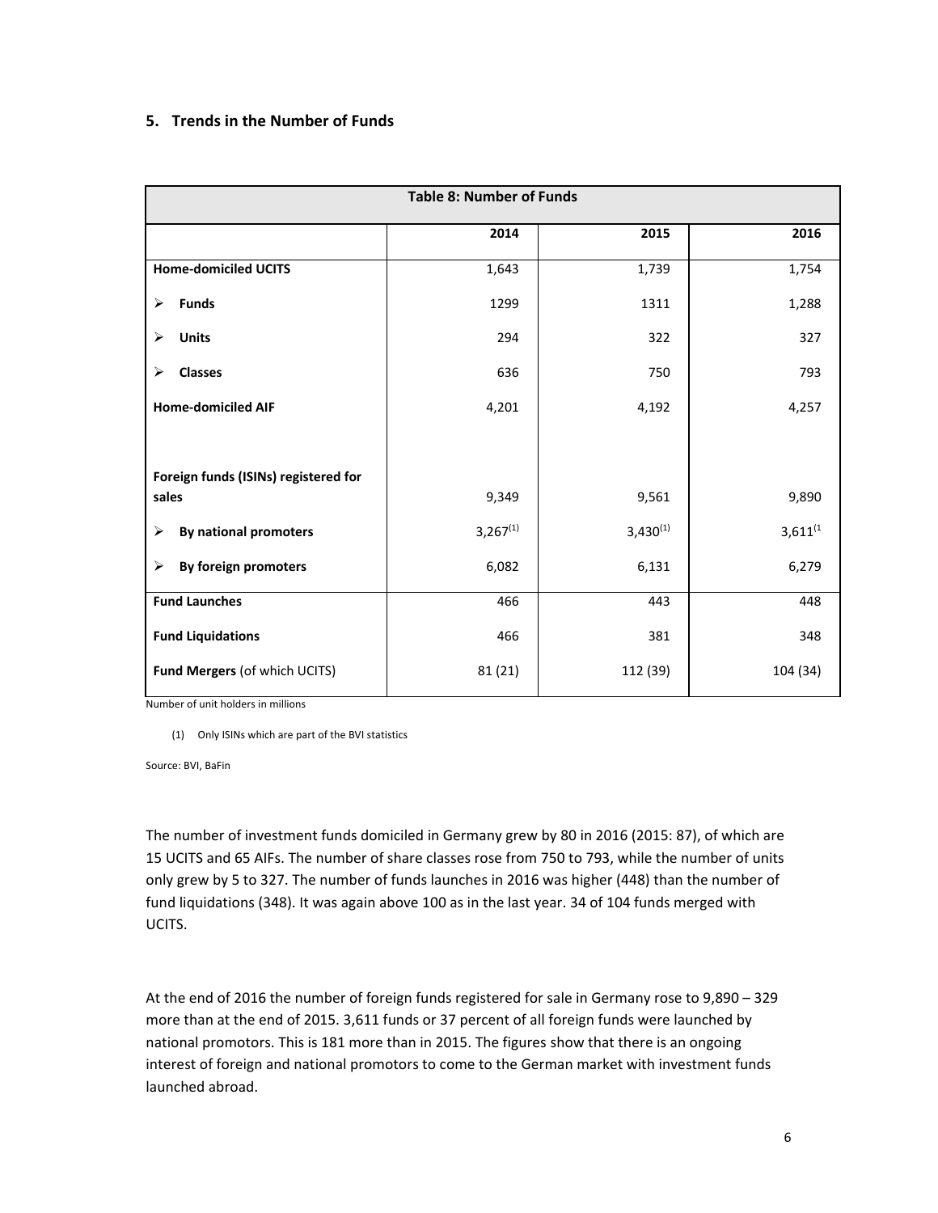## 5. Trends in the Number of Funds

| Table 8: Number of Funds | | | |
|---|---|---|---|
| | **2014** | **2015** | **2016** |
| **Home-domiciled UCITS** | 1,643 | 1,739 | 1,754 |
| ➢ **Funds** | 1299 | 1311 | 1,288 |
| ➢ **Units** | 294 | 322 | 327 |
| ➢ **Classes** | 636 | 750 | 793 |
| **Home-domiciled AIF** | 4,201 | 4,192 | 4,257 |
| **Foreign funds (ISINs) registered for sales** | 9,349 | 9,561 | 9,890 |
| ➢ **By national promoters** | 3,267(1) | 3,430(1) | 3,611(1 |
| ➢ **By foreign promoters** | 6,082 | 6,131 | 6,279 |
| **Fund Launches** | 466 | 443 | 448 |
| **Fund Liquidations** | 466 | 381 | 348 |
| **Fund Mergers** (of which UCITS) | 81 (21) | 112 (39) | 104 (34) |

Number of unit holders in millions

(1) Only ISINs which are part of the BVI statistics

Source: BVI, BaFin

The number of investment funds domiciled in Germany grew by 80 in 2016 (2015: 87), of which are 15 UCITS and 65 AIFs. The number of share classes rose from 750 to 793, while the number of units only grew by 5 to 327. The number of funds launches in 2016 was higher (448) than the number of fund liquidations (348). It was again above 100 as in the last year. 34 of 104 funds merged with UCITS.

At the end of 2016 the number of foreign funds registered for sale in Germany rose to 9,890 – 329 more than at the end of 2015. 3,611 funds or 37 percent of all foreign funds were launched by national promotors. This is 181 more than in 2015. The figures show that there is an ongoing interest of foreign and national promotors to come to the German market with investment funds launched abroad.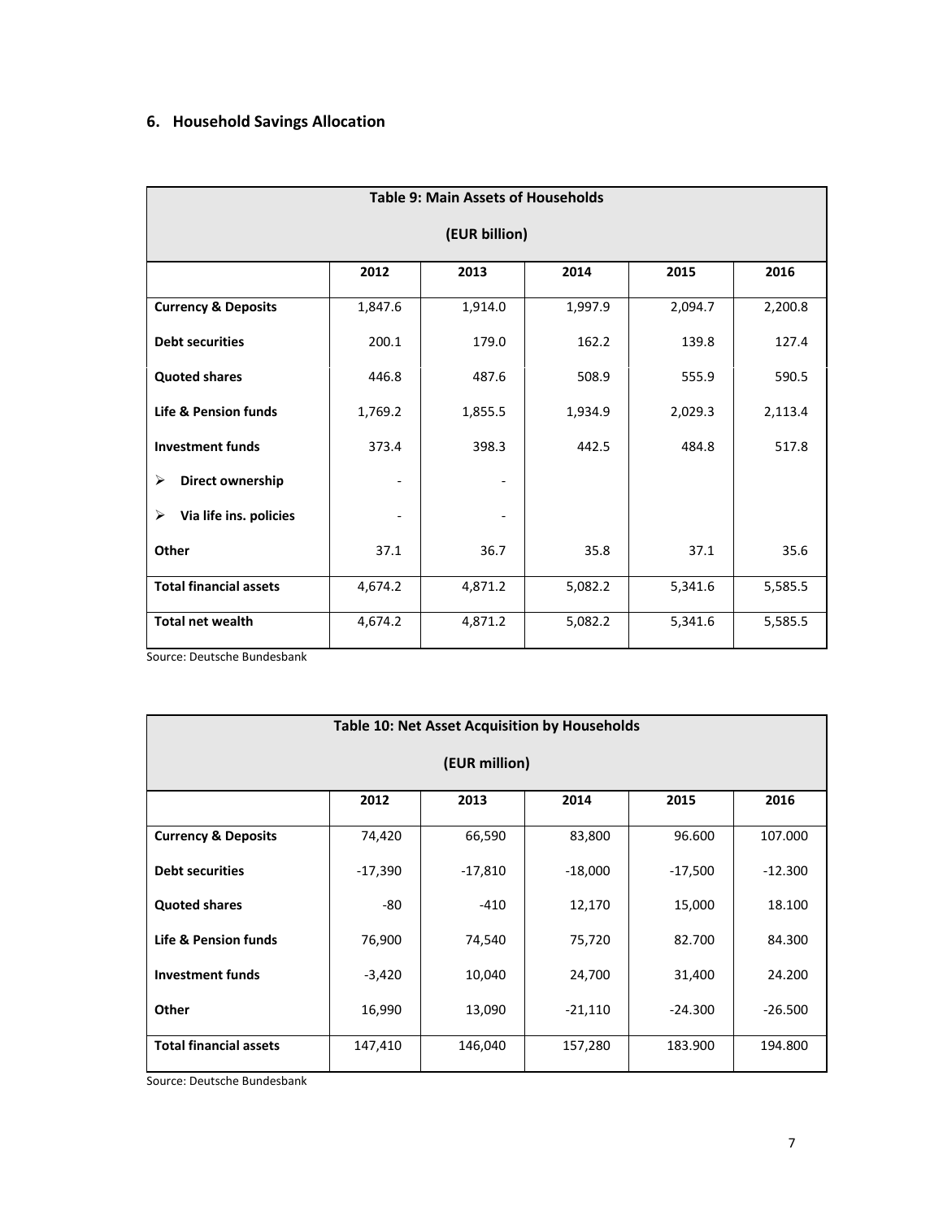## 6. Household Savings Allocation

| Table 9: Main Assets of Households (EUR billion) | | | | | |
|---|---|---|---|---|---|
| | 2012 | 2013 | 2014 | 2015 | 2016 |
| **Currency & Deposits** | 1,847.6 | 1,914.0 | 1,997.9 | 2,094.7 | 2,200.8 |
| **Debt securities** | 200.1 | 179.0 | 162.2 | 139.8 | 127.4 |
| **Quoted shares** | 446.8 | 487.6 | 508.9 | 555.9 | 590.5 |
| **Life & Pension funds** | 1,769.2 | 1,855.5 | 1,934.9 | 2,029.3 | 2,113.4 |
| **Investment funds** | 373.4 | 398.3 | 442.5 | 484.8 | 517.8 |
| ➢ **Direct ownership** | - | - | | | |
| ➢ **Via life ins. policies** | - | - | | | |
| **Other** | 37.1 | 36.7 | 35.8 | 37.1 | 35.6 |
| **Total financial assets** | 4,674.2 | 4,871.2 | 5,082.2 | 5,341.6 | 5,585.5 |
| **Total net wealth** | 4,674.2 | 4,871.2 | 5,082.2 | 5,341.6 | 5,585.5 |

Source: Deutsche Bundesbank

| Table 10: Net Asset Acquisition by Households (EUR million) | | | | | |
|---|---|---|---|---|---|
| | 2012 | 2013 | 2014 | 2015 | 2016 |
| **Currency & Deposits** | 74,420 | 66,590 | 83,800 | 96.600 | 107.000 |
| **Debt securities** | -17,390 | -17,810 | -18,000 | -17,500 | -12.300 |
| **Quoted shares** | -80 | -410 | 12,170 | 15,000 | 18.100 |
| **Life & Pension funds** | 76,900 | 74,540 | 75,720 | 82.700 | 84.300 |
| **Investment funds** | -3,420 | 10,040 | 24,700 | 31,400 | 24.200 |
| **Other** | 16,990 | 13,090 | -21,110 | -24.300 | -26.500 |
| **Total financial assets** | 147,410 | 146,040 | 157,280 | 183.900 | 194.800 |

Source: Deutsche Bundesbank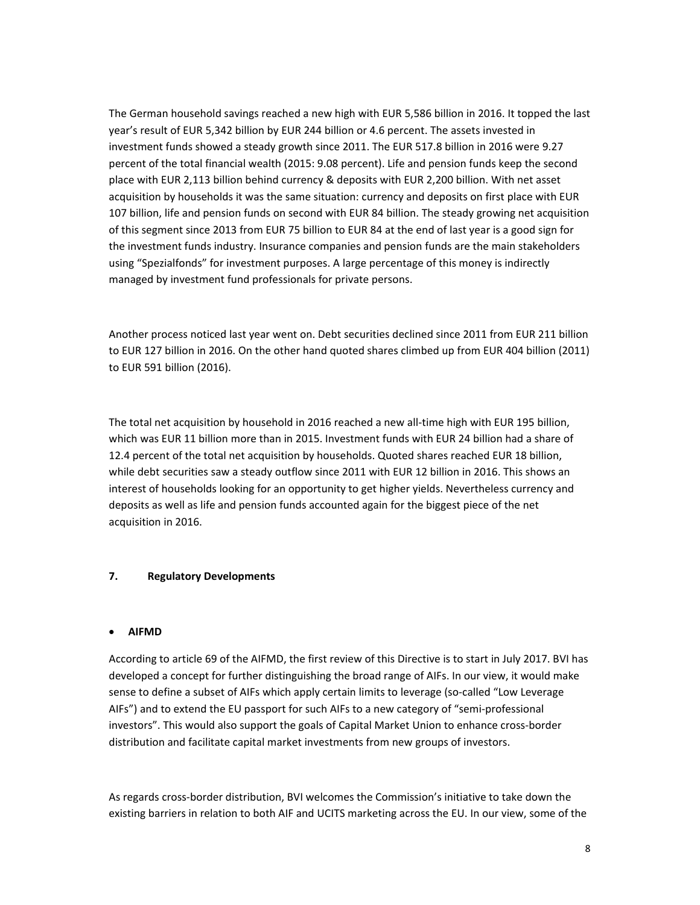The German household savings reached a new high with EUR 5,586 billion in 2016. It topped the last year's result of EUR 5,342 billion by EUR 244 billion or 4.6 percent. The assets invested in investment funds showed a steady growth since 2011. The EUR 517.8 billion in 2016 were 9.27 percent of the total financial wealth (2015: 9.08 percent). Life and pension funds keep the second place with EUR 2,113 billion behind currency & deposits with EUR 2,200 billion. With net asset acquisition by households it was the same situation: currency and deposits on first place with EUR 107 billion, life and pension funds on second with EUR 84 billion. The steady growing net acquisition of this segment since 2013 from EUR 75 billion to EUR 84 at the end of last year is a good sign for the investment funds industry. Insurance companies and pension funds are the main stakeholders using "Spezialfonds" for investment purposes. A large percentage of this money is indirectly managed by investment fund professionals for private persons.

Another process noticed last year went on. Debt securities declined since 2011 from EUR 211 billion to EUR 127 billion in 2016. On the other hand quoted shares climbed up from EUR 404 billion (2011) to EUR 591 billion (2016).

The total net acquisition by household in 2016 reached a new all-time high with EUR 195 billion, which was EUR 11 billion more than in 2015. Investment funds with EUR 24 billion had a share of 12.4 percent of the total net acquisition by households. Quoted shares reached EUR 18 billion, while debt securities saw a steady outflow since 2011 with EUR 12 billion in 2016. This shows an interest of households looking for an opportunity to get higher yields. Nevertheless currency and deposits as well as life and pension funds accounted again for the biggest piece of the net acquisition in 2016.

## 7. Regulatory Developments

- **AIFMD**

According to article 69 of the AIFMD, the first review of this Directive is to start in July 2017. BVI has developed a concept for further distinguishing the broad range of AIFs. In our view, it would make sense to define a subset of AIFs which apply certain limits to leverage (so-called "Low Leverage AIFs") and to extend the EU passport for such AIFs to a new category of "semi-professional investors". This would also support the goals of Capital Market Union to enhance cross-border distribution and facilitate capital market investments from new groups of investors.

As regards cross-border distribution, BVI welcomes the Commission's initiative to take down the existing barriers in relation to both AIF and UCITS marketing across the EU. In our view, some of the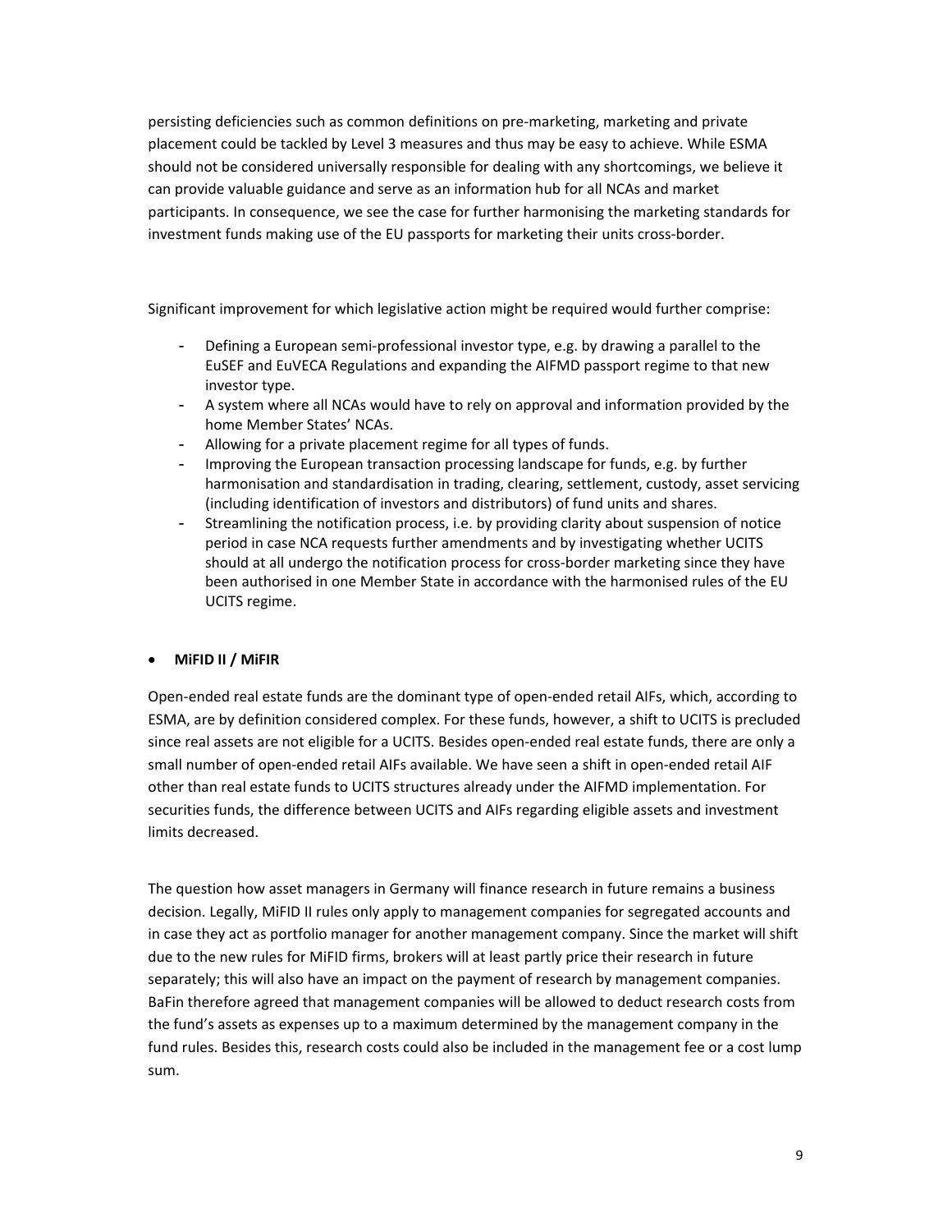persisting deficiencies such as common definitions on pre-marketing, marketing and private placement could be tackled by Level 3 measures and thus may be easy to achieve. While ESMA should not be considered universally responsible for dealing with any shortcomings, we believe it can provide valuable guidance and serve as an information hub for all NCAs and market participants. In consequence, we see the case for further harmonising the marketing standards for investment funds making use of the EU passports for marketing their units cross-border.

Significant improvement for which legislative action might be required would further comprise:

- Defining a European semi-professional investor type, e.g. by drawing a parallel to the EuSEF and EuVECA Regulations and expanding the AIFMD passport regime to that new investor type.
- A system where all NCAs would have to rely on approval and information provided by the home Member States' NCAs.
- Allowing for a private placement regime for all types of funds.
- Improving the European transaction processing landscape for funds, e.g. by further harmonisation and standardisation in trading, clearing, settlement, custody, asset servicing (including identification of investors and distributors) of fund units and shares.
- Streamlining the notification process, i.e. by providing clarity about suspension of notice period in case NCA requests further amendments and by investigating whether UCITS should at all undergo the notification process for cross-border marketing since they have been authorised in one Member State in accordance with the harmonised rules of the EU UCITS regime.

- **MiFID II / MiFIR**

Open-ended real estate funds are the dominant type of open-ended retail AIFs, which, according to ESMA, are by definition considered complex. For these funds, however, a shift to UCITS is precluded since real assets are not eligible for a UCITS. Besides open-ended real estate funds, there are only a small number of open-ended retail AIFs available. We have seen a shift in open-ended retail AIF other than real estate funds to UCITS structures already under the AIFMD implementation. For securities funds, the difference between UCITS and AIFs regarding eligible assets and investment limits decreased.

The question how asset managers in Germany will finance research in future remains a business decision. Legally, MiFID II rules only apply to management companies for segregated accounts and in case they act as portfolio manager for another management company. Since the market will shift due to the new rules for MiFID firms, brokers will at least partly price their research in future separately; this will also have an impact on the payment of research by management companies. BaFin therefore agreed that management companies will be allowed to deduct research costs from the fund's assets as expenses up to a maximum determined by the management company in the fund rules. Besides this, research costs could also be included in the management fee or a cost lump sum.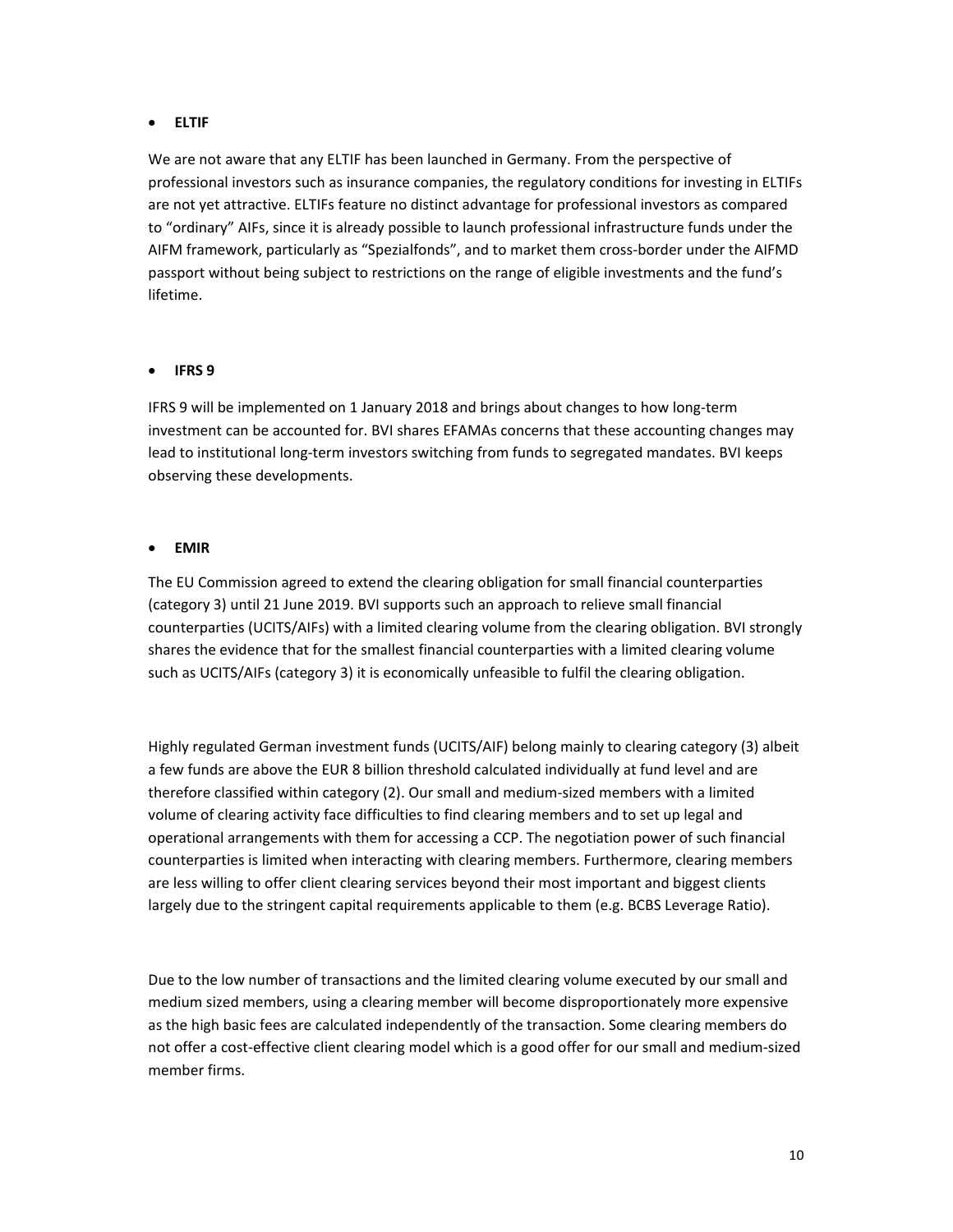- **ELTIF**

We are not aware that any ELTIF has been launched in Germany. From the perspective of professional investors such as insurance companies, the regulatory conditions for investing in ELTIFs are not yet attractive. ELTIFs feature no distinct advantage for professional investors as compared to "ordinary" AIFs, since it is already possible to launch professional infrastructure funds under the AIFM framework, particularly as "Spezialfonds", and to market them cross-border under the AIFMD passport without being subject to restrictions on the range of eligible investments and the fund's lifetime.

- **IFRS 9**

IFRS 9 will be implemented on 1 January 2018 and brings about changes to how long-term investment can be accounted for. BVI shares EFAMAs concerns that these accounting changes may lead to institutional long-term investors switching from funds to segregated mandates. BVI keeps observing these developments.

- **EMIR**

The EU Commission agreed to extend the clearing obligation for small financial counterparties (category 3) until 21 June 2019. BVI supports such an approach to relieve small financial counterparties (UCITS/AIFs) with a limited clearing volume from the clearing obligation. BVI strongly shares the evidence that for the smallest financial counterparties with a limited clearing volume such as UCITS/AIFs (category 3) it is economically unfeasible to fulfil the clearing obligation.

Highly regulated German investment funds (UCITS/AIF) belong mainly to clearing category (3) albeit a few funds are above the EUR 8 billion threshold calculated individually at fund level and are therefore classified within category (2). Our small and medium-sized members with a limited volume of clearing activity face difficulties to find clearing members and to set up legal and operational arrangements with them for accessing a CCP. The negotiation power of such financial counterparties is limited when interacting with clearing members. Furthermore, clearing members are less willing to offer client clearing services beyond their most important and biggest clients largely due to the stringent capital requirements applicable to them (e.g. BCBS Leverage Ratio).

Due to the low number of transactions and the limited clearing volume executed by our small and medium sized members, using a clearing member will become disproportionately more expensive as the high basic fees are calculated independently of the transaction. Some clearing members do not offer a cost-effective client clearing model which is a good offer for our small and medium-sized member firms.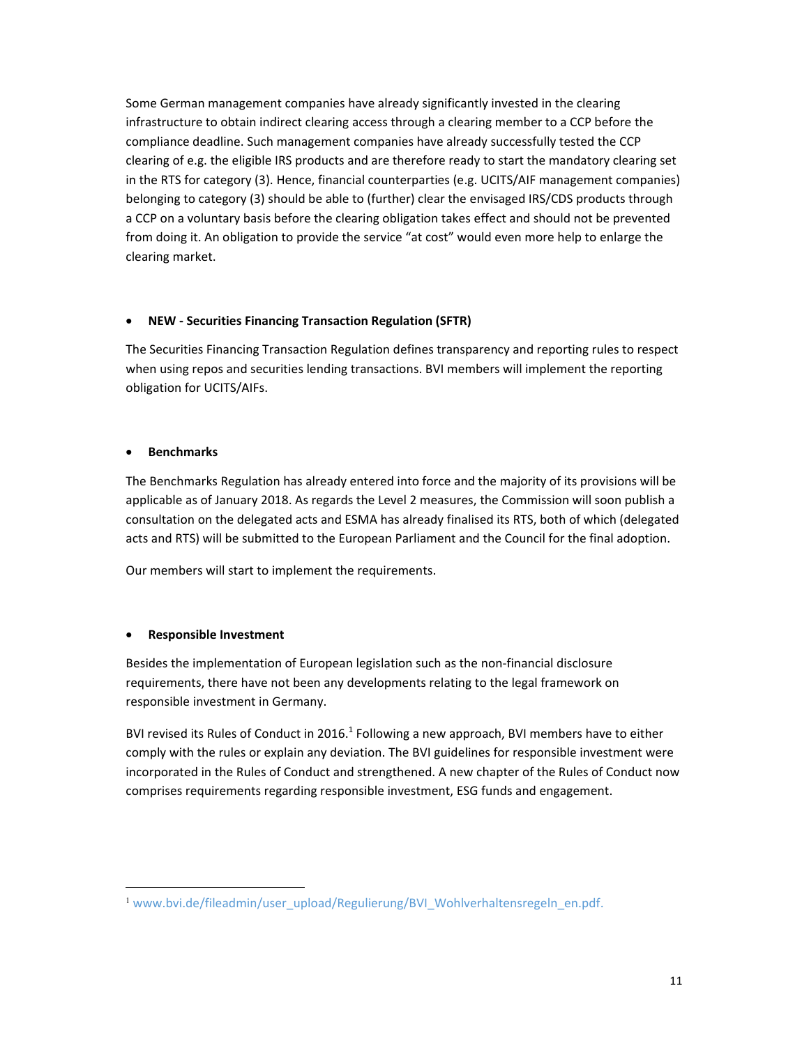Some German management companies have already significantly invested in the clearing infrastructure to obtain indirect clearing access through a clearing member to a CCP before the compliance deadline. Such management companies have already successfully tested the CCP clearing of e.g. the eligible IRS products and are therefore ready to start the mandatory clearing set in the RTS for category (3). Hence, financial counterparties (e.g. UCITS/AIF management companies) belonging to category (3) should be able to (further) clear the envisaged IRS/CDS products through a CCP on a voluntary basis before the clearing obligation takes effect and should not be prevented from doing it. An obligation to provide the service "at cost" would even more help to enlarge the clearing market.

- **NEW - Securities Financing Transaction Regulation (SFTR)**

The Securities Financing Transaction Regulation defines transparency and reporting rules to respect when using repos and securities lending transactions. BVI members will implement the reporting obligation for UCITS/AIFs.

- **Benchmarks**

The Benchmarks Regulation has already entered into force and the majority of its provisions will be applicable as of January 2018. As regards the Level 2 measures, the Commission will soon publish a consultation on the delegated acts and ESMA has already finalised its RTS, both of which (delegated acts and RTS) will be submitted to the European Parliament and the Council for the final adoption.

Our members will start to implement the requirements.

- **Responsible Investment**

Besides the implementation of European legislation such as the non-financial disclosure requirements, there have not been any developments relating to the legal framework on responsible investment in Germany.

BVI revised its Rules of Conduct in 2016.[1] Following a new approach, BVI members have to either comply with the rules or explain any deviation. The BVI guidelines for responsible investment were incorporated in the Rules of Conduct and strengthened. A new chapter of the Rules of Conduct now comprises requirements regarding responsible investment, ESG funds and engagement.

[1] www.bvi.de/fileadmin/user_upload/Regulierung/BVI_Wohlverhaltensregeln_en.pdf.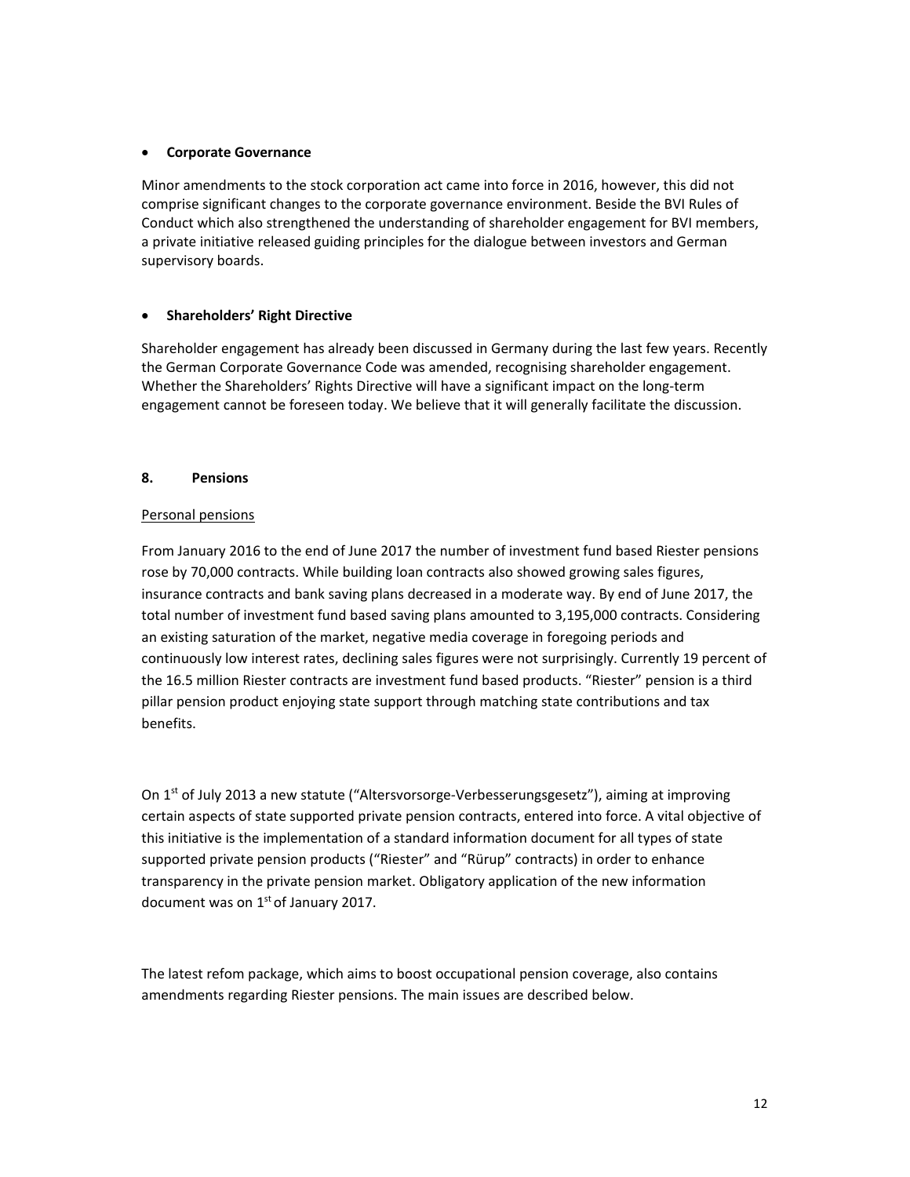- **Corporate Governance**

Minor amendments to the stock corporation act came into force in 2016, however, this did not comprise significant changes to the corporate governance environment. Beside the BVI Rules of Conduct which also strengthened the understanding of shareholder engagement for BVI members, a private initiative released guiding principles for the dialogue between investors and German supervisory boards.

- **Shareholders' Right Directive**

Shareholder engagement has already been discussed in Germany during the last few years. Recently the German Corporate Governance Code was amended, recognising shareholder engagement. Whether the Shareholders' Rights Directive will have a significant impact on the long-term engagement cannot be foreseen today. We believe that it will generally facilitate the discussion.

## 8. Pensions

<u>Personal pensions</u>

From January 2016 to the end of June 2017 the number of investment fund based Riester pensions rose by 70,000 contracts. While building loan contracts also showed growing sales figures, insurance contracts and bank saving plans decreased in a moderate way. By end of June 2017, the total number of investment fund based saving plans amounted to 3,195,000 contracts. Considering an existing saturation of the market, negative media coverage in foregoing periods and continuously low interest rates, declining sales figures were not surprisingly. Currently 19 percent of the 16.5 million Riester contracts are investment fund based products. "Riester" pension is a third pillar pension product enjoying state support through matching state contributions and tax benefits.

On 1st of July 2013 a new statute ("Altersvorsorge-Verbesserungsgesetz"), aiming at improving certain aspects of state supported private pension contracts, entered into force. A vital objective of this initiative is the implementation of a standard information document for all types of state supported private pension products ("Riester" and "Rürup" contracts) in order to enhance transparency in the private pension market. Obligatory application of the new information document was on 1st of January 2017.

The latest refom package, which aims to boost occupational pension coverage, also contains amendments regarding Riester pensions. The main issues are described below.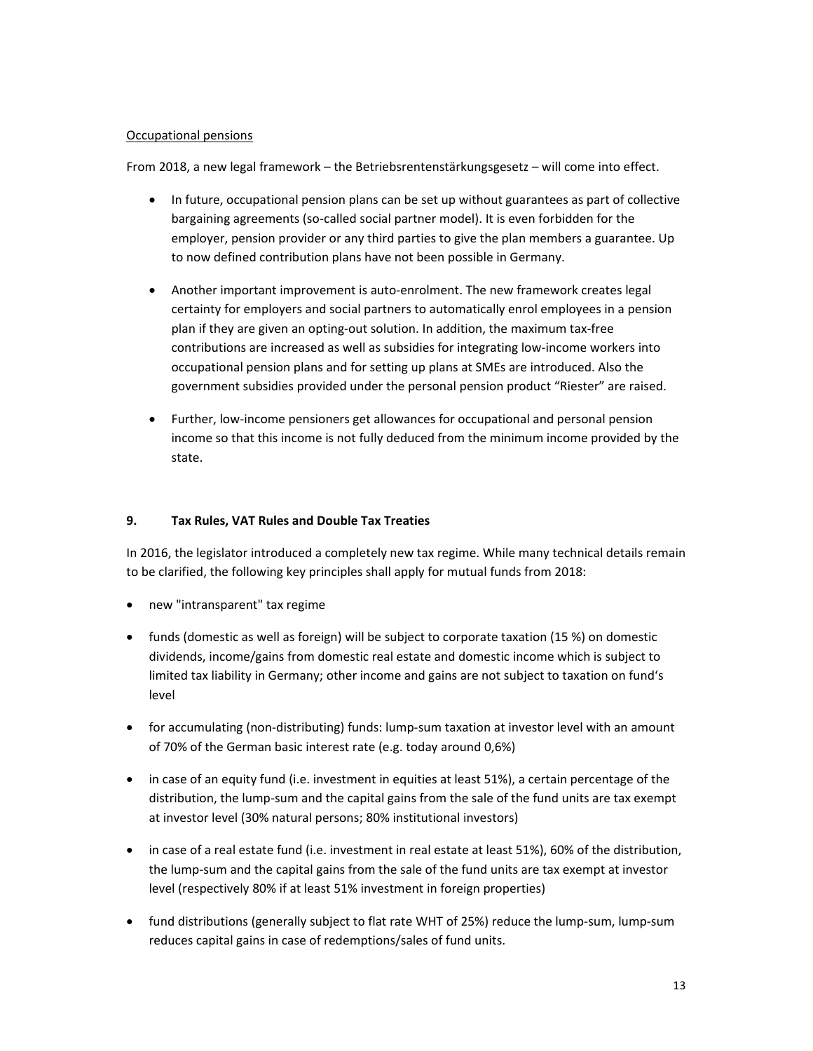Occupational pensions

From 2018, a new legal framework – the Betriebsrentenstärkungsgesetz – will come into effect.

- In future, occupational pension plans can be set up without guarantees as part of collective bargaining agreements (so-called social partner model). It is even forbidden for the employer, pension provider or any third parties to give the plan members a guarantee. Up to now defined contribution plans have not been possible in Germany.
- Another important improvement is auto-enrolment. The new framework creates legal certainty for employers and social partners to automatically enrol employees in a pension plan if they are given an opting-out solution. In addition, the maximum tax-free contributions are increased as well as subsidies for integrating low-income workers into occupational pension plans and for setting up plans at SMEs are introduced. Also the government subsidies provided under the personal pension product "Riester" are raised.
- Further, low-income pensioners get allowances for occupational and personal pension income so that this income is not fully deduced from the minimum income provided by the state.

## 9. Tax Rules, VAT Rules and Double Tax Treaties

In 2016, the legislator introduced a completely new tax regime. While many technical details remain to be clarified, the following key principles shall apply for mutual funds from 2018:

- new "intransparent" tax regime
- funds (domestic as well as foreign) will be subject to corporate taxation (15 %) on domestic dividends, income/gains from domestic real estate and domestic income which is subject to limited tax liability in Germany; other income and gains are not subject to taxation on fund's level
- for accumulating (non-distributing) funds: lump-sum taxation at investor level with an amount of 70% of the German basic interest rate (e.g. today around 0,6%)
- in case of an equity fund (i.e. investment in equities at least 51%), a certain percentage of the distribution, the lump-sum and the capital gains from the sale of the fund units are tax exempt at investor level (30% natural persons; 80% institutional investors)
- in case of a real estate fund (i.e. investment in real estate at least 51%), 60% of the distribution, the lump-sum and the capital gains from the sale of the fund units are tax exempt at investor level (respectively 80% if at least 51% investment in foreign properties)
- fund distributions (generally subject to flat rate WHT of 25%) reduce the lump-sum, lump-sum reduces capital gains in case of redemptions/sales of fund units.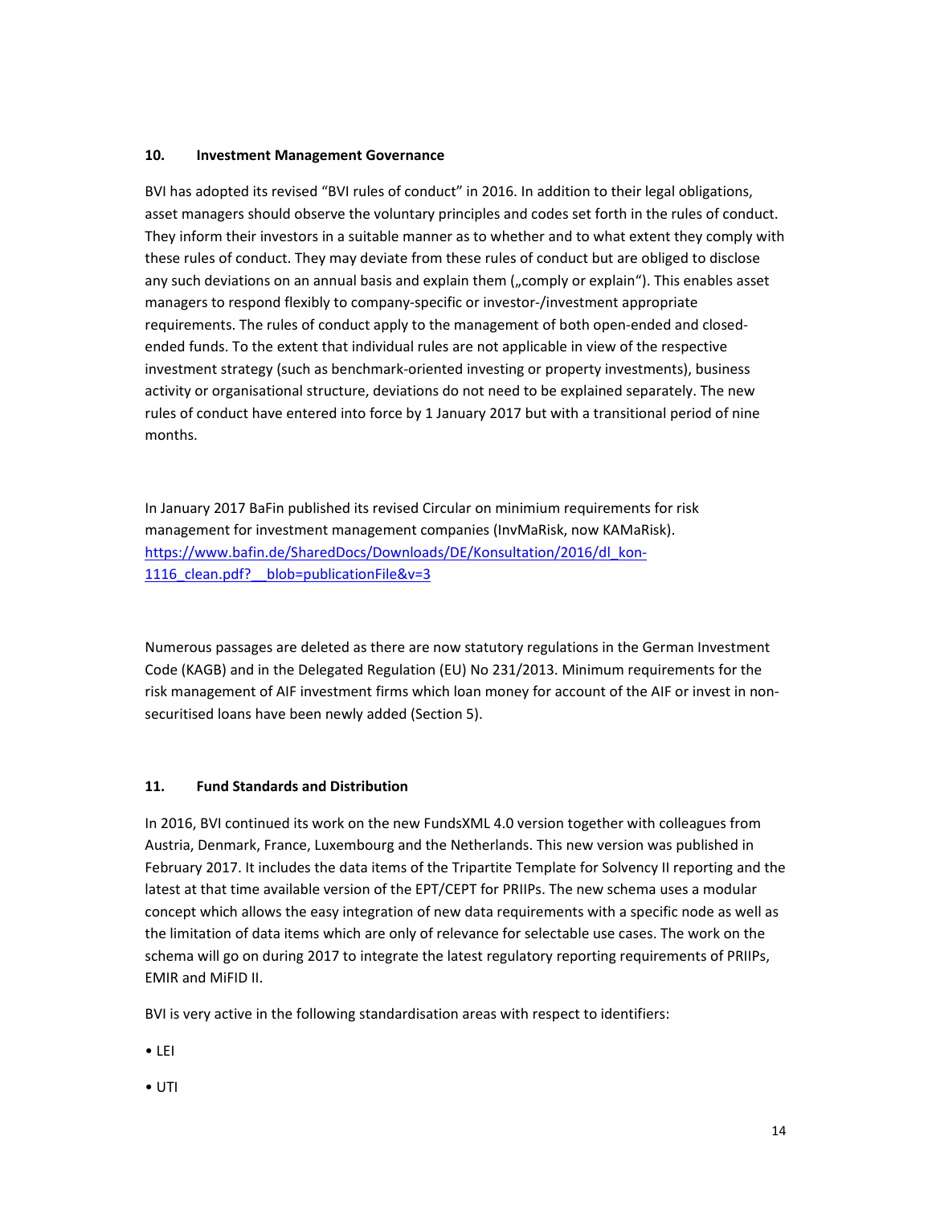## 10. Investment Management Governance

BVI has adopted its revised "BVI rules of conduct" in 2016. In addition to their legal obligations, asset managers should observe the voluntary principles and codes set forth in the rules of conduct. They inform their investors in a suitable manner as to whether and to what extent they comply with these rules of conduct. They may deviate from these rules of conduct but are obliged to disclose any such deviations on an annual basis and explain them („comply or explain"). This enables asset managers to respond flexibly to company-specific or investor-/investment appropriate requirements. The rules of conduct apply to the management of both open-ended and closed-ended funds. To the extent that individual rules are not applicable in view of the respective investment strategy (such as benchmark-oriented investing or property investments), business activity or organisational structure, deviations do not need to be explained separately. The new rules of conduct have entered into force by 1 January 2017 but with a transitional period of nine months.

In January 2017 BaFin published its revised Circular on minimium requirements for risk management for investment management companies (InvMaRisk, now KAMaRisk). [https://www.bafin.de/SharedDocs/Downloads/DE/Konsultation/2016/dl_kon-1116_clean.pdf?__blob=publicationFile&v=3](https://www.bafin.de/SharedDocs/Downloads/DE/Konsultation/2016/dl_kon-1116_clean.pdf?__blob=publicationFile&v=3)

Numerous passages are deleted as there are now statutory regulations in the German Investment Code (KAGB) and in the Delegated Regulation (EU) No 231/2013. Minimum requirements for the risk management of AIF investment firms which loan money for account of the AIF or invest in non-securitised loans have been newly added (Section 5).

## 11. Fund Standards and Distribution

In 2016, BVI continued its work on the new FundsXML 4.0 version together with colleagues from Austria, Denmark, France, Luxembourg and the Netherlands. This new version was published in February 2017. It includes the data items of the Tripartite Template for Solvency II reporting and the latest at that time available version of the EPT/CEPT for PRIIPs. The new schema uses a modular concept which allows the easy integration of new data requirements with a specific node as well as the limitation of data items which are only of relevance for selectable use cases. The work on the schema will go on during 2017 to integrate the latest regulatory reporting requirements of PRIIPs, EMIR and MiFID II.

BVI is very active in the following standardisation areas with respect to identifiers:

- LEI
- UTI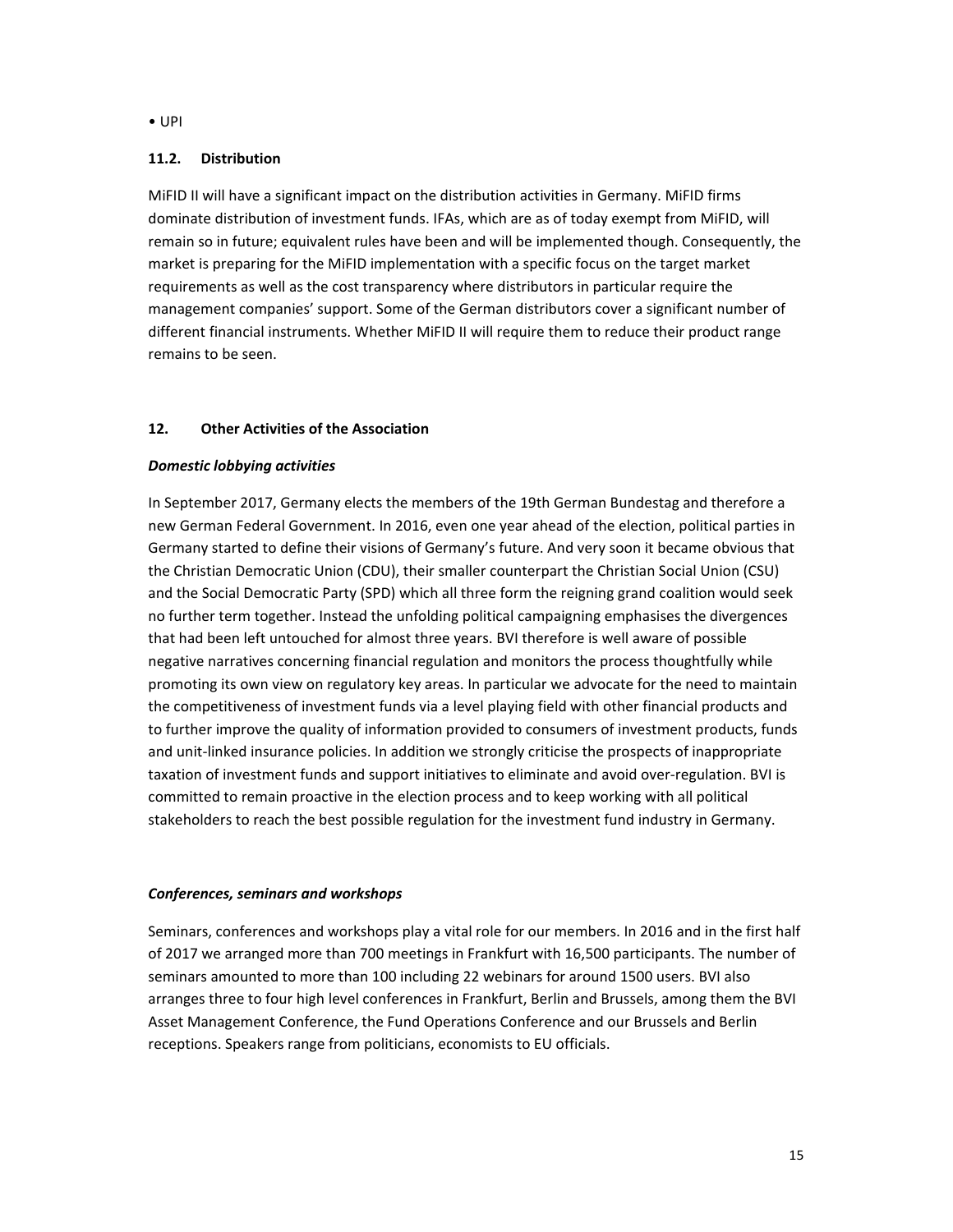- UPI

### 11.2. Distribution

MiFID II will have a significant impact on the distribution activities in Germany. MiFID firms dominate distribution of investment funds. IFAs, which are as of today exempt from MiFID, will remain so in future; equivalent rules have been and will be implemented though. Consequently, the market is preparing for the MiFID implementation with a specific focus on the target market requirements as well as the cost transparency where distributors in particular require the management companies' support. Some of the German distributors cover a significant number of different financial instruments. Whether MiFID II will require them to reduce their product range remains to be seen.

## 12. Other Activities of the Association

***Domestic lobbying activities***

In September 2017, Germany elects the members of the 19th German Bundestag and therefore a new German Federal Government. In 2016, even one year ahead of the election, political parties in Germany started to define their visions of Germany's future. And very soon it became obvious that the Christian Democratic Union (CDU), their smaller counterpart the Christian Social Union (CSU) and the Social Democratic Party (SPD) which all three form the reigning grand coalition would seek no further term together. Instead the unfolding political campaigning emphasises the divergences that had been left untouched for almost three years. BVI therefore is well aware of possible negative narratives concerning financial regulation and monitors the process thoughtfully while promoting its own view on regulatory key areas. In particular we advocate for the need to maintain the competitiveness of investment funds via a level playing field with other financial products and to further improve the quality of information provided to consumers of investment products, funds and unit-linked insurance policies. In addition we strongly criticise the prospects of inappropriate taxation of investment funds and support initiatives to eliminate and avoid over-regulation. BVI is committed to remain proactive in the election process and to keep working with all political stakeholders to reach the best possible regulation for the investment fund industry in Germany.

***Conferences, seminars and workshops***

Seminars, conferences and workshops play a vital role for our members. In 2016 and in the first half of 2017 we arranged more than 700 meetings in Frankfurt with 16,500 participants. The number of seminars amounted to more than 100 including 22 webinars for around 1500 users. BVI also arranges three to four high level conferences in Frankfurt, Berlin and Brussels, among them the BVI Asset Management Conference, the Fund Operations Conference and our Brussels and Berlin receptions. Speakers range from politicians, economists to EU officials.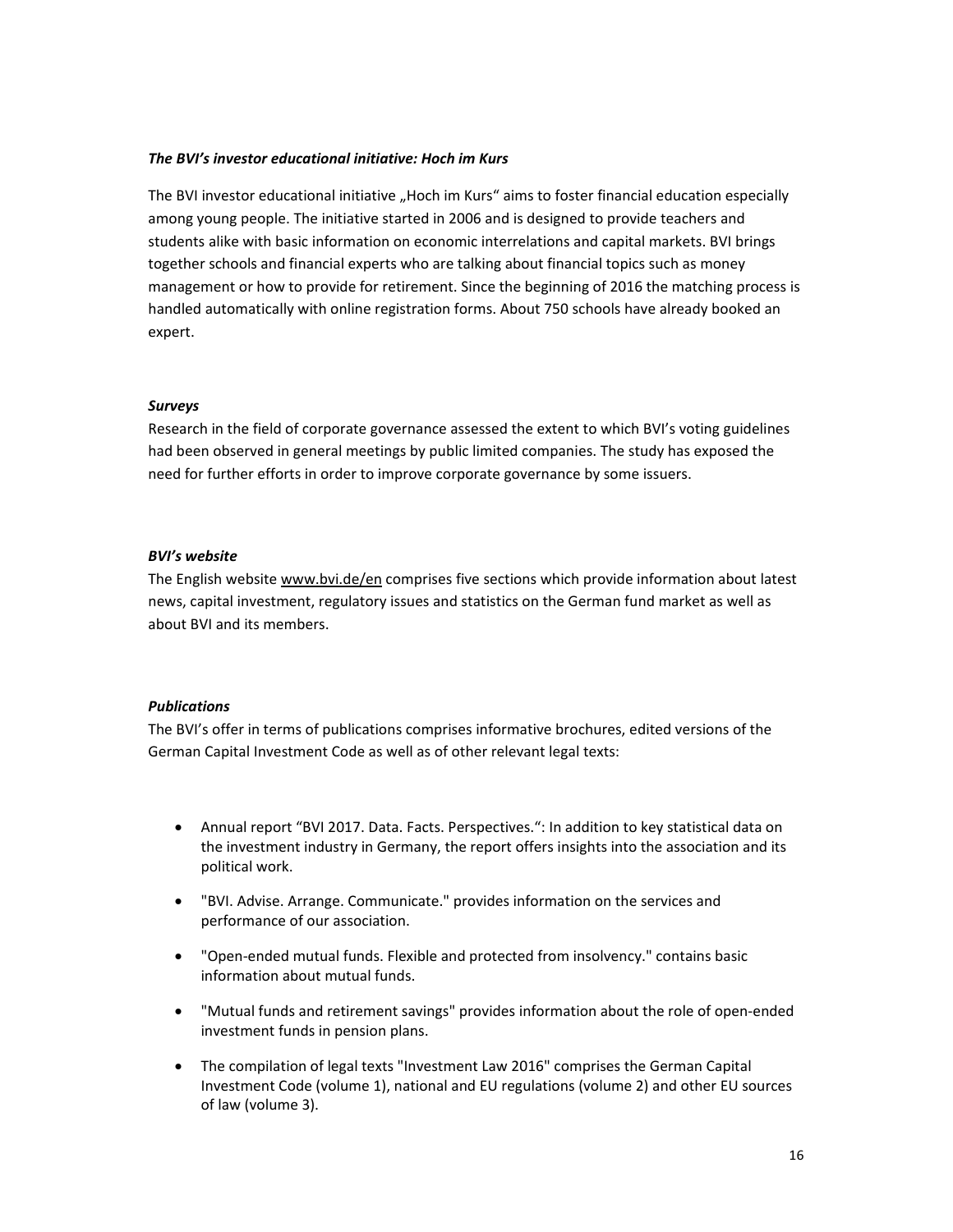***The BVI's investor educational initiative: Hoch im Kurs***

The BVI investor educational initiative „Hoch im Kurs" aims to foster financial education especially among young people. The initiative started in 2006 and is designed to provide teachers and students alike with basic information on economic interrelations and capital markets. BVI brings together schools and financial experts who are talking about financial topics such as money management or how to provide for retirement. Since the beginning of 2016 the matching process is handled automatically with online registration forms. About 750 schools have already booked an expert.

***Surveys***

Research in the field of corporate governance assessed the extent to which BVI's voting guidelines had been observed in general meetings by public limited companies. The study has exposed the need for further efforts in order to improve corporate governance by some issuers.

***BVI's website***

The English website www.bvi.de/en comprises five sections which provide information about latest news, capital investment, regulatory issues and statistics on the German fund market as well as about BVI and its members.

***Publications***

The BVI's offer in terms of publications comprises informative brochures, edited versions of the German Capital Investment Code as well as of other relevant legal texts:

- Annual report "BVI 2017. Data. Facts. Perspectives.": In addition to key statistical data on the investment industry in Germany, the report offers insights into the association and its political work.
- "BVI. Advise. Arrange. Communicate." provides information on the services and performance of our association.
- "Open-ended mutual funds. Flexible and protected from insolvency." contains basic information about mutual funds.
- "Mutual funds and retirement savings" provides information about the role of open-ended investment funds in pension plans.
- The compilation of legal texts "Investment Law 2016" comprises the German Capital Investment Code (volume 1), national and EU regulations (volume 2) and other EU sources of law (volume 3).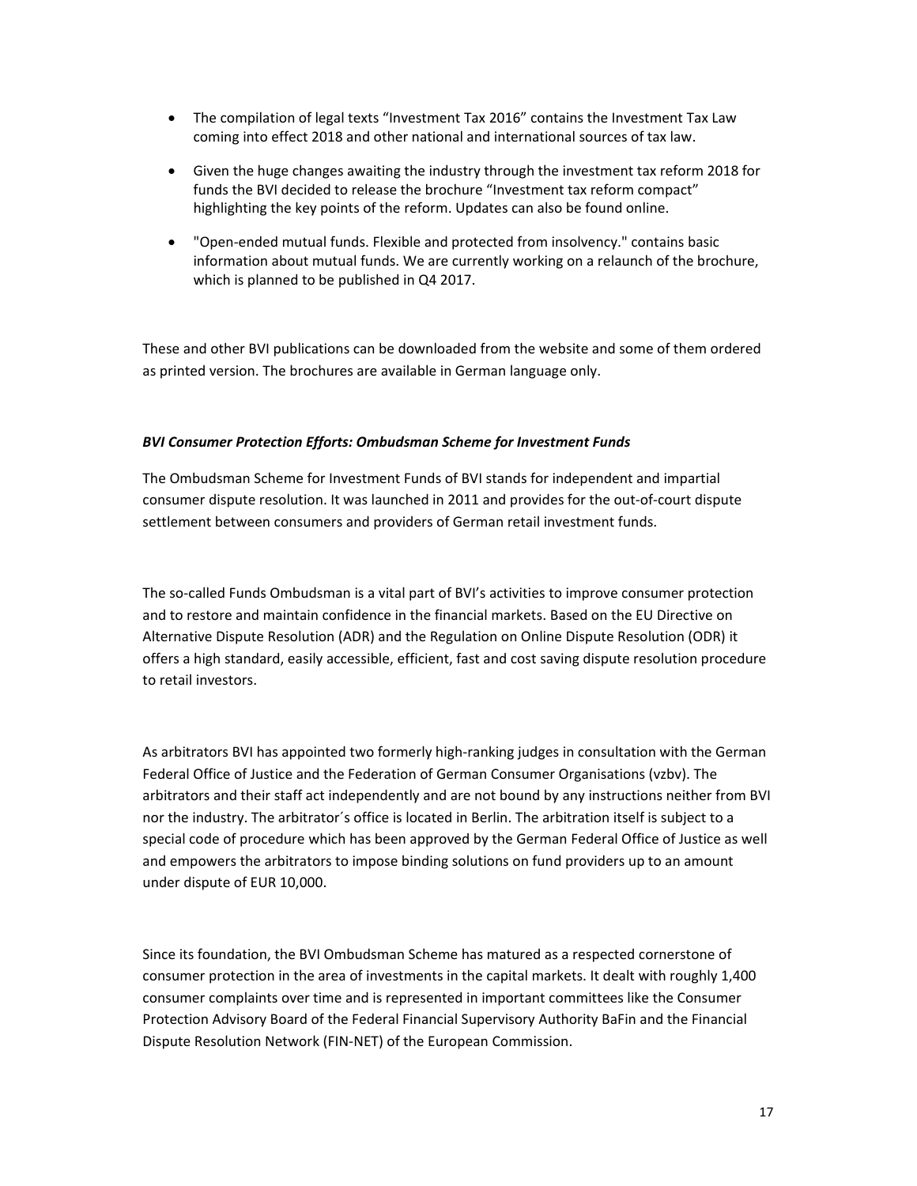- The compilation of legal texts "Investment Tax 2016" contains the Investment Tax Law coming into effect 2018 and other national and international sources of tax law.
- Given the huge changes awaiting the industry through the investment tax reform 2018 for funds the BVI decided to release the brochure "Investment tax reform compact" highlighting the key points of the reform. Updates can also be found online.
- "Open-ended mutual funds. Flexible and protected from insolvency." contains basic information about mutual funds. We are currently working on a relaunch of the brochure, which is planned to be published in Q4 2017.

These and other BVI publications can be downloaded from the website and some of them ordered as printed version. The brochures are available in German language only.

***BVI Consumer Protection Efforts: Ombudsman Scheme for Investment Funds***

The Ombudsman Scheme for Investment Funds of BVI stands for independent and impartial consumer dispute resolution. It was launched in 2011 and provides for the out-of-court dispute settlement between consumers and providers of German retail investment funds.

The so-called Funds Ombudsman is a vital part of BVI's activities to improve consumer protection and to restore and maintain confidence in the financial markets. Based on the EU Directive on Alternative Dispute Resolution (ADR) and the Regulation on Online Dispute Resolution (ODR) it offers a high standard, easily accessible, efficient, fast and cost saving dispute resolution procedure to retail investors.

As arbitrators BVI has appointed two formerly high-ranking judges in consultation with the German Federal Office of Justice and the Federation of German Consumer Organisations (vzbv). The arbitrators and their staff act independently and are not bound by any instructions neither from BVI nor the industry. The arbitrator´s office is located in Berlin. The arbitration itself is subject to a special code of procedure which has been approved by the German Federal Office of Justice as well and empowers the arbitrators to impose binding solutions on fund providers up to an amount under dispute of EUR 10,000.

Since its foundation, the BVI Ombudsman Scheme has matured as a respected cornerstone of consumer protection in the area of investments in the capital markets. It dealt with roughly 1,400 consumer complaints over time and is represented in important committees like the Consumer Protection Advisory Board of the Federal Financial Supervisory Authority BaFin and the Financial Dispute Resolution Network (FIN-NET) of the European Commission.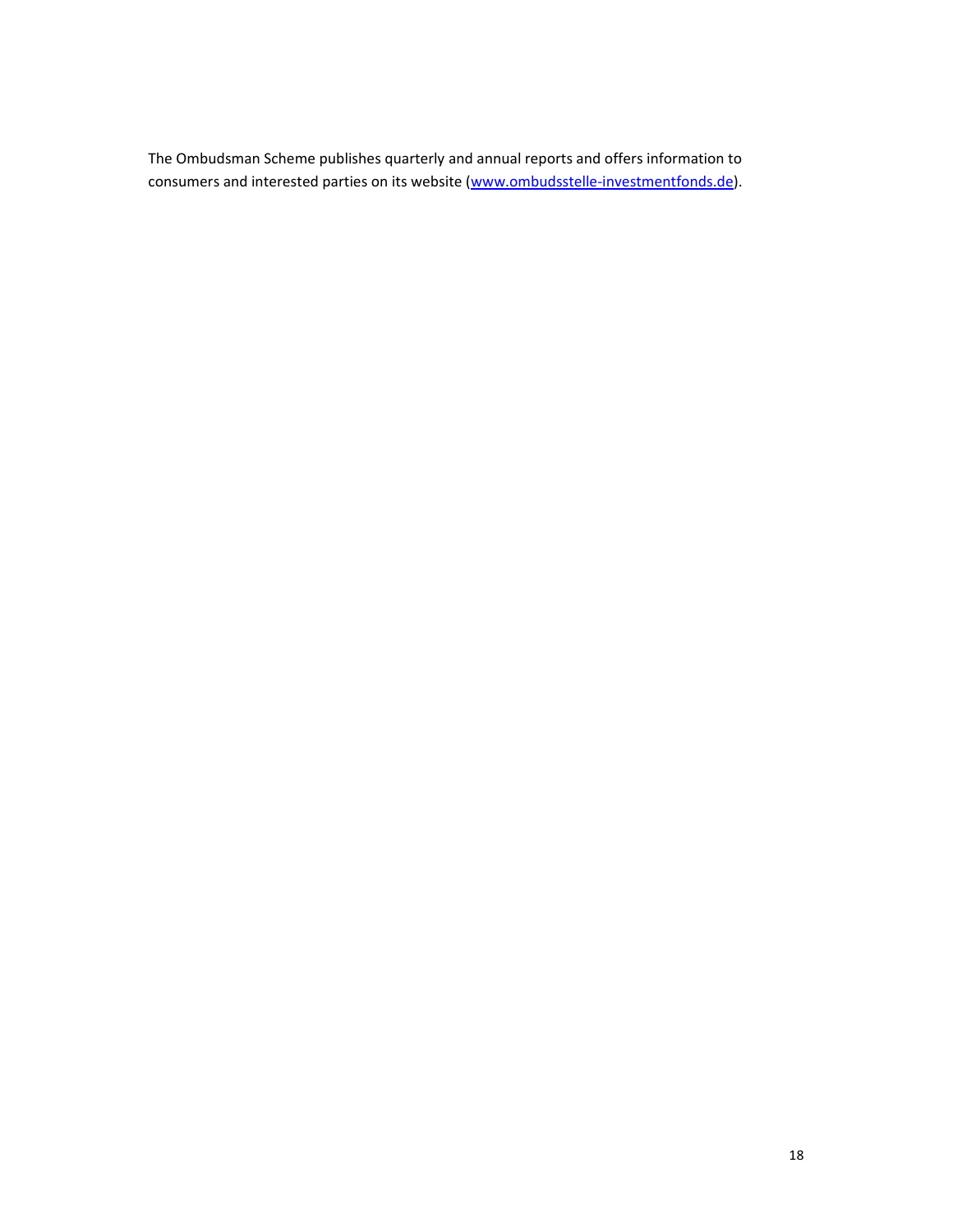The Ombudsman Scheme publishes quarterly and annual reports and offers information to consumers and interested parties on its website ([www.ombudsstelle-investmentfonds.de](http://www.ombudsstelle-investmentfonds.de)).